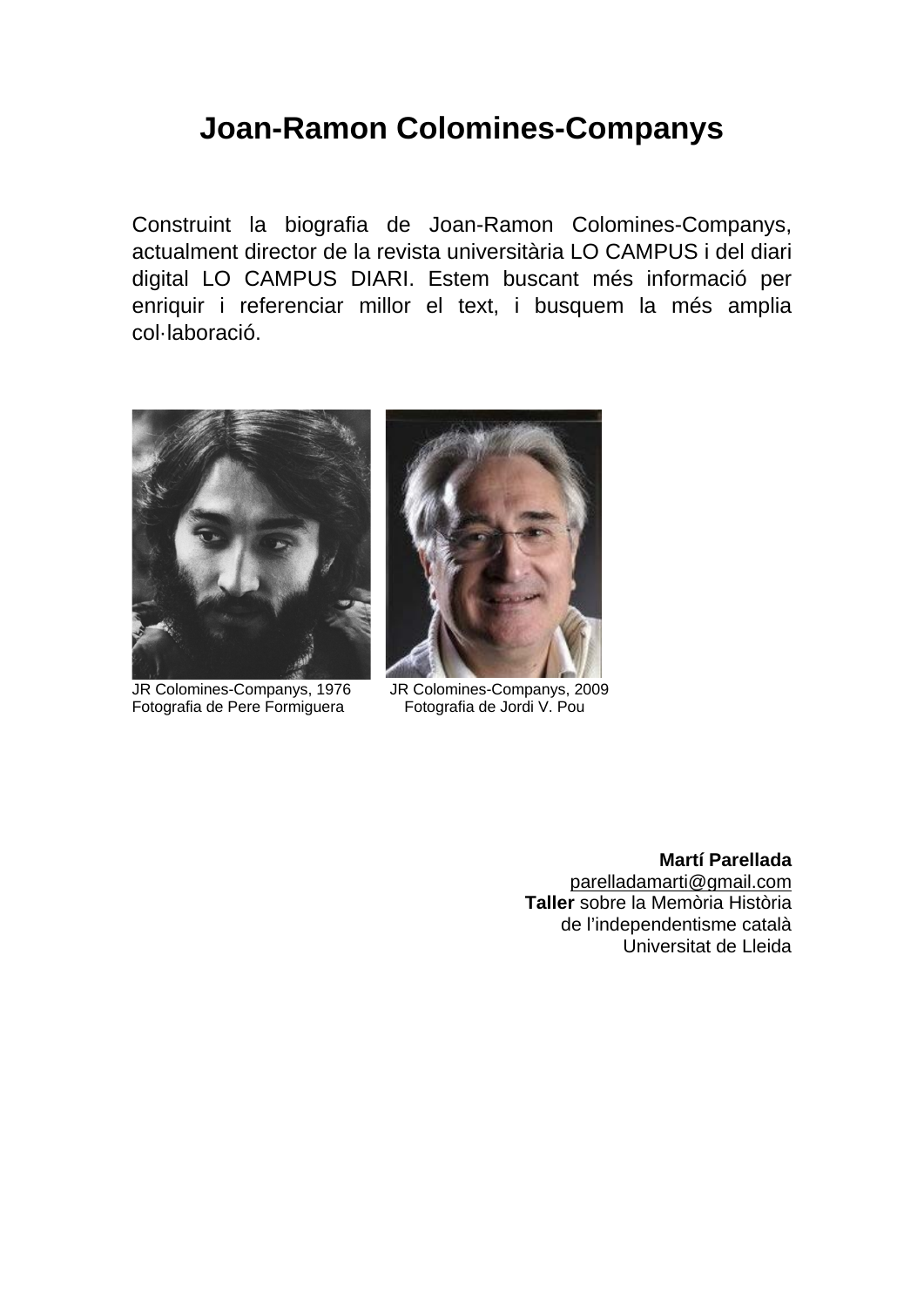# Joan-Ramon Colomines-Companys

Construint la biografia de Joan-Ramon Colomines-Companys, actualment director de la revista universitària LO CAMPUS i del diari digital LO CAMPUS DIARI. Estem buscant més informació per enriquir i referenciar millor el text, i busquem la més amplia col·laboració.

JR Colomines-Companys, 1976
Fotografia de Pere Formiguera

JR Colomines-Companys, 2009
Fotografia de Jordi V. Pou

**Martí Parellada**
parelladamarti@gmail.com
**Taller** sobre la Memòria Història
de l'independentisme català
Universitat de Lleida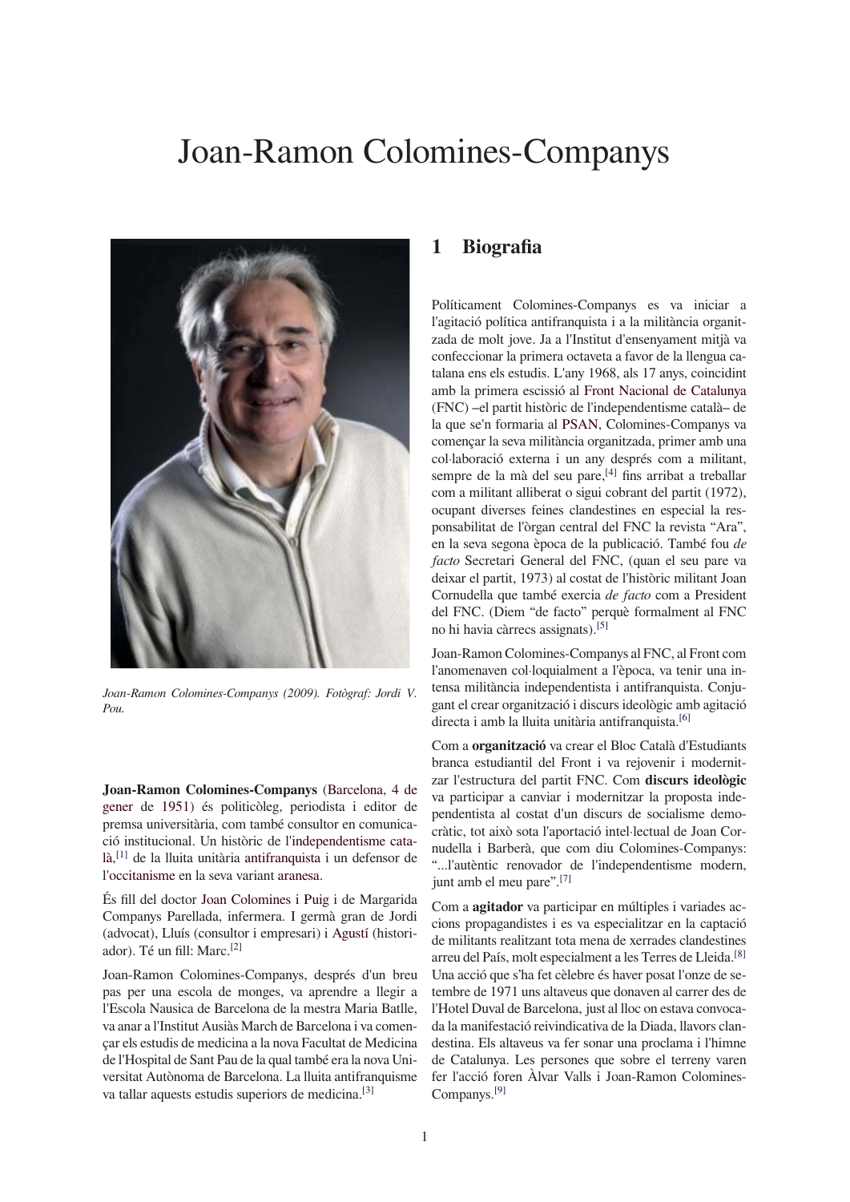# Joan-Ramon Colomines-Companys

*Joan-Ramon Colomines-Companys (2009). Fotògraf: Jordi V. Pou.*

**Joan-Ramon Colomines-Companys** (Barcelona, 4 de gener de 1951) és politicòleg, periodista i editor de premsa universitària, com també consultor en comunicació institucional. Un històric de l'independentisme català,[1] de la lluita unitària antifranquista i un defensor de l'occitanisme en la seva variant aranesa.

És fill del doctor Joan Colomines i Puig i de Margarida Companys Parellada, infermera. I germà gran de Jordi (advocat), Lluís (consultor i empresari) i Agustí (historiador). Té un fill: Marc.[2]

Joan-Ramon Colomines-Companys, després d'un breu pas per una escola de monges, va aprendre a llegir a l'Escola Nausica de Barcelona de la mestra Maria Batlle, va anar a l'Institut Ausiàs March de Barcelona i va començar els estudis de medicina a la nova Facultat de Medicina de l'Hospital de Sant Pau de la qual també era la nova Universitat Autònoma de Barcelona. La lluita antifranquisme va tallar aquests estudis superiors de medicina.[3]

## 1 Biografia

Políticament Colomines-Companys es va iniciar a l'agitació política antifranquista i a la militància organitzada de molt jove. Ja a l'Institut d'ensenyament mitjà va confeccionar la primera octaveta a favor de la llengua catalana ens els estudis. L'any 1968, als 17 anys, coincidint amb la primera escissió al Front Nacional de Catalunya (FNC) –el partit històric de l'independentisme català– de la que se'n formaria al PSAN, Colomines-Companys va començar la seva militància organitzada, primer amb una col·laboració externa i un any després com a militant, sempre de la mà del seu pare,[4] fins arribat a treballar com a militant alliberat o sigui cobrant del partit (1972), ocupant diverses feines clandestines en especial la responsabilitat de l'òrgan central del FNC la revista "Ara", en la seva segona època de la publicació. També fou *de facto* Secretari General del FNC, (quan el seu pare va deixar el partit, 1973) al costat de l'històric militant Joan Cornudella que també exercia *de facto* com a President del FNC. (Diem "de facto" perquè formalment al FNC no hi havia càrrecs assignats).[5]

Joan-Ramon Colomines-Companys al FNC, al Front com l'anomenaven col·loquialment a l'època, va tenir una intensa militància independentista i antifranquista. Conjugant el crear organització i discurs ideològic amb agitació directa i amb la lluita unitària antifranquista.[6]

Com a **organització** va crear el Bloc Català d'Estudiants branca estudiantil del Front i va rejovenir i modernitzar l'estructura del partit FNC. Com **discurs ideològic** va participar a canviar i modernitzar la proposta independentista al costat d'un discurs de socialisme democràtic, tot això sota l'aportació intel·lectual de Joan Cornudella i Barberà, que com diu Colomines-Companys: "...l'autèntic renovador de l'independentisme modern, junt amb el meu pare".[7]

Com a **agitador** va participar en múltiples i variades accions propagandistes i es va especialitzar en la captació de militants realitzant tota mena de xerrades clandestines arreu del País, molt especialment a les Terres de Lleida.[8] Una acció que s'ha fet cèlebre és haver posat l'onze de setembre de 1971 uns altaveus que donaven al carrer des de l'Hotel Duval de Barcelona, just al lloc on estava convocada la manifestació reivindicativa de la Diada, llavors clandestina. Els altaveus va fer sonar una proclama i l'himne de Catalunya. Les persones que sobre el terreny varen fer l'acció foren Àlvar Valls i Joan-Ramon Colomines-Companys.[9]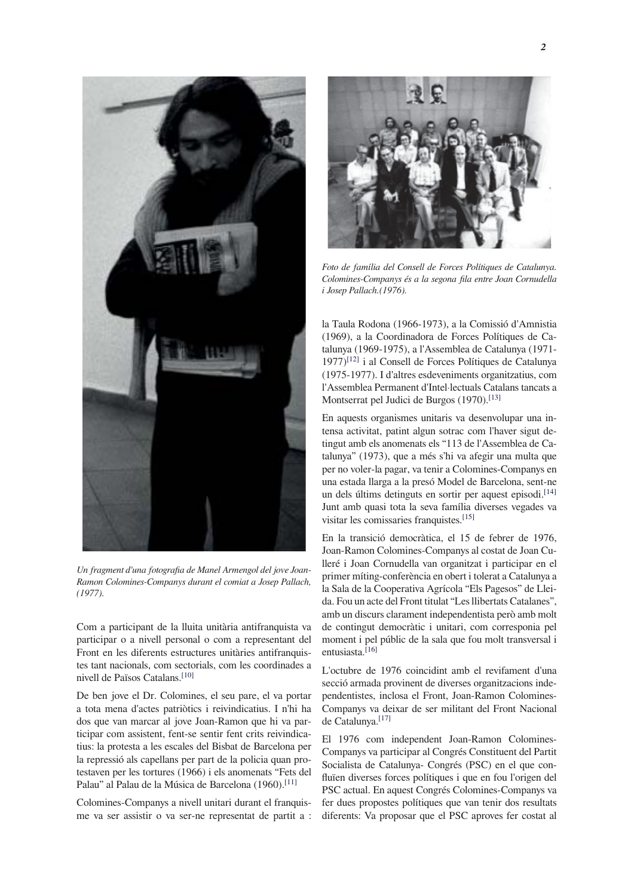Un fragment d'una fotografia de Manel Armengol del jove Joan-Ramon Colomines-Companys durant el comiat a Josep Pallach, (1977).

Com a participant de la lluita unitària antifranquista va participar o a nivell personal o com a representant del Front en les diferents estructures unitàries antifranquistes tant nacionals, com sectorials, com les coordinades a nivell de Països Catalans.[10]

De ben jove el Dr. Colomines, el seu pare, el va portar a tota mena d'actes patriòtics i reivindicatius. I n'hi ha dos que van marcar al jove Joan-Ramon que hi va participar com assistent, fent-se sentir fent crits reivindicatius: la protesta a les escales del Bisbat de Barcelona per la repressió als capellans per part de la policia quan protestaven per les tortures (1966) i els anomenats "Fets del Palau" al Palau de la Música de Barcelona (1960).[11]

Colomines-Companys a nivell unitari durant el franquisme va ser assistir o va ser-ne representat de partit a : la Taula Rodona (1966-1973), a la Comissió d'Amnistia (1969), a la Coordinadora de Forces Polítiques de Catalunya (1969-1975), a l'Assemblea de Catalunya (1971-1977)[12] i al Consell de Forces Polítiques de Catalunya (1975-1977). I d'altres esdeveniments organitzatius, com l'Assemblea Permanent d'Intel·lectuals Catalans tancats a Montserrat pel Judici de Burgos (1970).[13]

Foto de família del Consell de Forces Polítiques de Catalunya. Colomines-Companys és a la segona fila entre Joan Cornudella i Josep Pallach.(1976).

En aquests organismes unitaris va desenvolupar una intensa activitat, patint algun sotrac com l'haver sigut detingut amb els anomenats els "113 de l'Assemblea de Catalunya" (1973), que a més s'hi va afegir una multa que per no voler-la pagar, va tenir a Colomines-Companys en una estada llarga a la presó Model de Barcelona, sent-ne un dels últims detinguts en sortir per aquest episodi.[14] Junt amb quasi tota la seva família diverses vegades va visitar les comissaries franquistes.[15]

En la transició democràtica, el 15 de febrer de 1976, Joan-Ramon Colomines-Companys al costat de Joan Culleré i Joan Cornudella van organitzat i participar en el primer míting-conferència en obert i tolerat a Catalunya a la Sala de la Cooperativa Agrícola "Els Pagesos" de Lleida. Fou un acte del Front titulat "Les llibertats Catalanes", amb un discurs clarament independentista però amb molt de contingut democràtic i unitari, com corresponia pel moment i pel públic de la sala que fou molt transversal i entusiasta.[16]

L'octubre de 1976 coincidint amb el revifament d'una secció armada provinent de diverses organitzacions independentistes, inclosa el Front, Joan-Ramon Colomines-Companys va deixar de ser militant del Front Nacional de Catalunya.[17]

El 1976 com independent Joan-Ramon Colomines-Companys va participar al Congrés Constituent del Partit Socialista de Catalunya- Congrés (PSC) en el que conflueïen diverses forces polítiques i que en fou l'origen del PSC actual. En aquest Congrés Colomines-Companys va fer dues propostes polítiques que van tenir dos resultats diferents: Va proposar que el PSC aproves fer costat al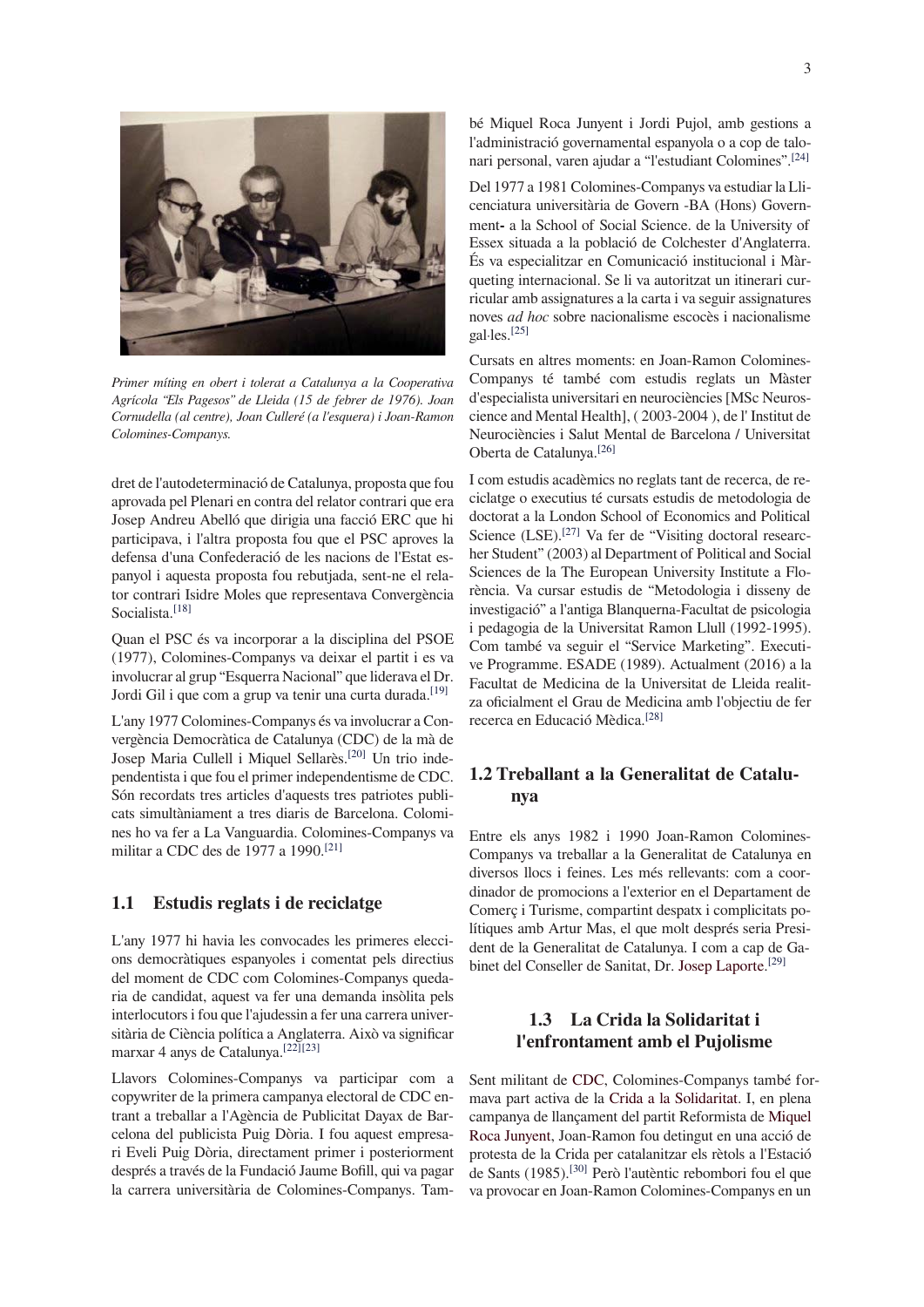*Primer míting en obert i tolerat a Catalunya a la Cooperativa Agrícola "Els Pagesos" de Lleida (15 de febrer de 1976). Joan Cornudella (al centre), Joan Culleré (a l'esquera) i Joan-Ramon Colomines-Companys.*

dret de l'autodeterminació de Catalunya, proposta que fou aprovada pel Plenari en contra del relator contrari que era Josep Andreu Abelló que dirigia una facció ERC que hi participava, i l'altra proposta fou que el PSC aproves la defensa d'una Confederació de les nacions de l'Estat espanyol i aquesta proposta fou rebutjada, sent-ne el relator contrari Isidre Moles que representava Convergència Socialista.[18]

Quan el PSC és va incorporar a la disciplina del PSOE (1977), Colomines-Companys va deixar el partit i es va involucrar al grup "Esquerra Nacional" que liderava el Dr. Jordi Gil i que com a grup va tenir una curta durada.[19]

L'any 1977 Colomines-Companys és va involucrar a Convergència Democràtica de Catalunya (CDC) de la mà de Josep Maria Cullell i Miquel Sellarès.[20] Un trio independentista i que fou el primer independentisme de CDC. Són recordats tres articles d'aquests tres patriotes publicats simultàniament a tres diaris de Barcelona. Colomines ho va fer a La Vanguardia. Colomines-Companys va militar a CDC des de 1977 a 1990.[21]

## 1.1 Estudis reglats i de reciclatge

L'any 1977 hi havia les convocades les primeres eleccions democràtiques espanyoles i comentat pels directius del moment de CDC com Colomines-Companys quedaria de candidat, aquest va fer una demanda insòlita pels interlocutors i fou que l'ajudessin a fer una carrera universitària de Ciència política a Anglaterra. Això va significar marxar 4 anys de Catalunya.[22][23]

Llavors Colomines-Companys va participar com a copywriter de la primera campanya electoral de CDC entrant a treballar a l'Agència de Publicitat Dayax de Barcelona del publicista Puig Dòria. I fou aquest empresari Eveli Puig Dòria, directament primer i posteriorment després a través de la Fundació Jaume Bofill, qui va pagar la carrera universitària de Colomines-Companys. També Miquel Roca Junyent i Jordi Pujol, amb gestions a l'administració governamental espanyola o a cop de talonari personal, varen ajudar a "l'estudiant Colomines".[24]

Del 1977 a 1981 Colomines-Companys va estudiar la Llicenciatura universitària de Govern -BA (Hons) Government- a la School of Social Science. de la University of Essex situada a la població de Colchester d'Anglaterra. És va especialitzar en Comunicació institucional i Màrqueting internacional. Se li va autoritzat un itinerari curricular amb assignatures a la carta i va seguir assignatures noves *ad hoc* sobre nacionalisme escocès i nacionalisme gal·les.[25]

Cursats en altres moments: en Joan-Ramon Colomines-Companys té també com estudis reglats un Màster d'especialista universitari en neurociències [MSc Neuroscience and Mental Health], ( 2003-2004 ), de l' Institut de Neurociències i Salut Mental de Barcelona / Universitat Oberta de Catalunya.[26]

I com estudis acadèmics no reglats tant de recerca, de reciclatge o executius té cursats estudis de metodologia de doctorat a la London School of Economics and Political Science (LSE).[27] Va fer de "Visiting doctoral researcher Student" (2003) al Department of Political and Social Sciences de la The European University Institute a Florència. Va cursar estudis de "Metodologia i disseny de investigació" a l'antiga Blanquerna-Facultat de psicologia i pedagogia de la Universitat Ramon Llull (1992-1995). Com també va seguir el "Service Marketing". Executive Programme. ESADE (1989). Actualment (2016) a la Facultat de Medicina de la Universitat de Lleida realitza oficialment el Grau de Medicina amb l'objectiu de fer recerca en Educació Mèdica.[28]

## 1.2 Treballant a la Generalitat de Catalunya

Entre els anys 1982 i 1990 Joan-Ramon Colomines-Companys va treballar a la Generalitat de Catalunya en diversos llocs i feines. Les més rellevants: com a coordinador de promocions a l'exterior en el Departament de Comerç i Turisme, compartint despatx i complicitats polítiques amb Artur Mas, el que molt després seria President de la Generalitat de Catalunya. I com a cap de Gabinet del Conseller de Sanitat, Dr. Josep Laporte.[29]

## 1.3 La Crida la Solidaritat i l'enfrontament amb el Pujolisme

Sent militant de CDC, Colomines-Companys també formava part activa de la Crida a la Solidaritat. I, en plena campanya de llançament del partit Reformista de Miquel Roca Junyent, Joan-Ramon fou detingut en una acció de protesta de la Crida per catalanitzar els rètols a l'Estació de Sants (1985).[30] Però l'autèntic rebombori fou el que va provocar en Joan-Ramon Colomines-Companys en un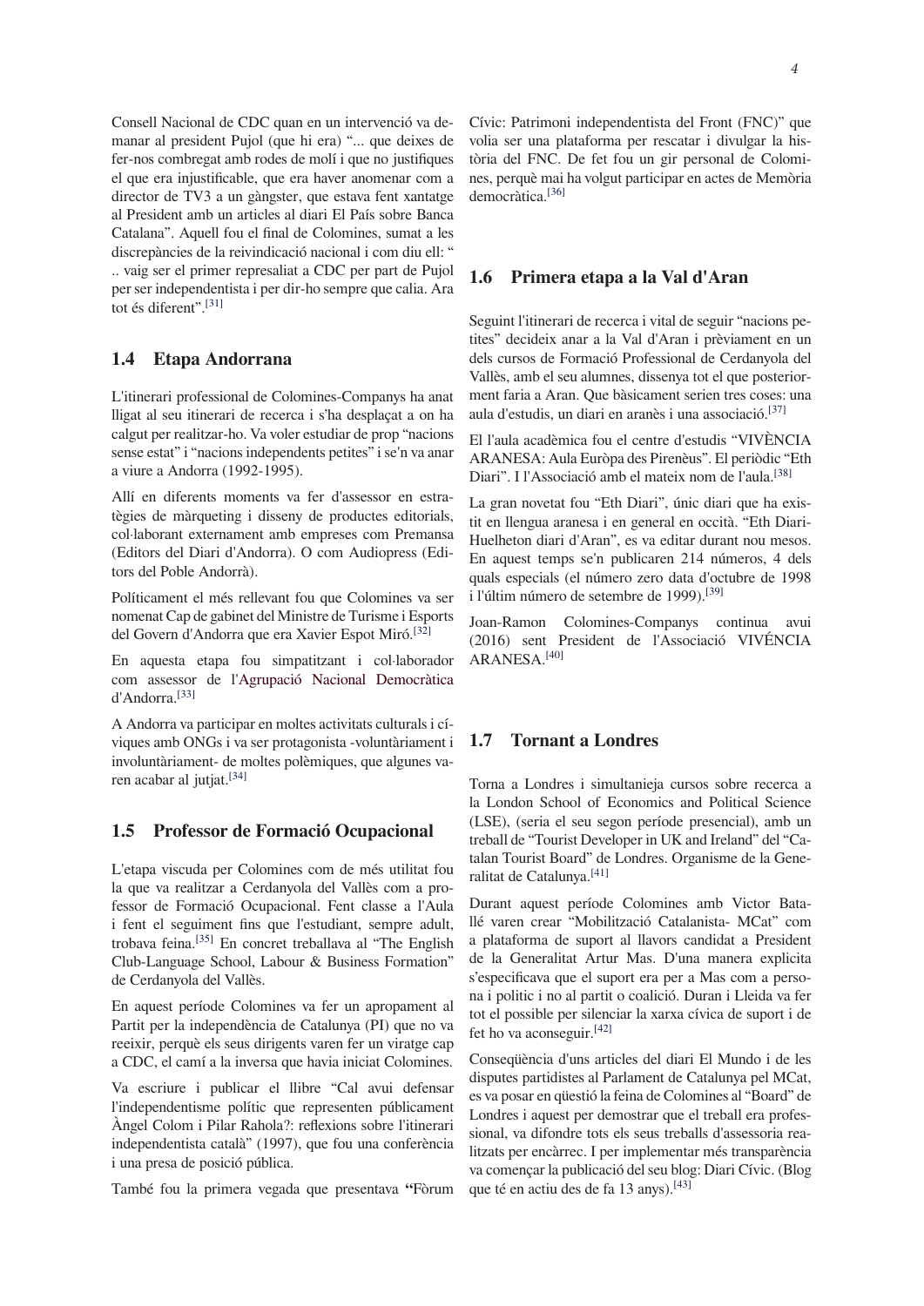Consell Nacional de CDC quan en un intervenció va demanar al president Pujol (que hi era) "... que deixes de fer-nos combregat amb rodes de molí i que no justifiques el que era injustificable, que era haver anomenat com a director de TV3 a un gàngster, que estava fent xantatge al President amb un articles al diari El País sobre Banca Catalana". Aquell fou el final de Colomines, sumat a les discrepàncies de la reivindicació nacional i com diu ell: " .. vaig ser el primer represaliat a CDC per part de Pujol per ser independentista i per dir-ho sempre que calia. Ara tot és diferent".[31]

## 1.4 Etapa Andorrana

L'itinerari professional de Colomines-Companys ha anat lligat al seu itinerari de recerca i s'ha desplaçat a on ha calgut per realitzar-ho. Va voler estudiar de prop "nacions sense estat" i "nacions independents petites" i se'n va anar a viure a Andorra (1992-1995).

Allí en diferents moments va fer d'assessor en estratègies de màrqueting i disseny de productes editorials, col·laborant externament amb empreses com Premansa (Editors del Diari d'Andorra). O com Audiopress (Editors del Poble Andorrà).

Políticament el més rellevant fou que Colomines va ser nomenat Cap de gabinet del Ministre de Turisme i Esports del Govern d'Andorra que era Xavier Espot Miró.[32]

En aquesta etapa fou simpatitzant i col·laborador com assessor de l'Agrupació Nacional Democràtica d'Andorra.[33]

A Andorra va participar en moltes activitats culturals i cíviques amb ONGs i va ser protagonista -voluntàriament i involuntàriament- de moltes polèmiques, que algunes varen acabar al jutjat.[34]

## 1.5 Professor de Formació Ocupacional

L'etapa viscuda per Colomines com de més utilitat fou la que va realitzar a Cerdanyola del Vallès com a professor de Formació Ocupacional. Fent classe a l'Aula i fent el seguiment fins que l'estudiant, sempre adult, trobava feina.[35] En concret treballava al "The English Club-Language School, Labour & Business Formation" de Cerdanyola del Vallès.

En aquest període Colomines va fer un apropament al Partit per la independència de Catalunya (PI) que no va reeixir, perquè els seus dirigents varen fer un viratge cap a CDC, el camí a la inversa que havia iniciat Colomines.

Va escriure i publicar el llibre "Cal avui defensar l'independentisme polític que representen públicament Àngel Colom i Pilar Rahola?: reflexions sobre l'itinerari independentista català" (1997), que fou una conferència i una presa de posició pública.

També fou la primera vegada que presentava **"**Fòrum Cívic: Patrimoni independentista del Front (FNC)" que volia ser una plataforma per rescatar i divulgar la història del FNC. De fet fou un gir personal de Colomines, perquè mai ha volgut participar en actes de Memòria democràtica.[36]

## 1.6 Primera etapa a la Val d'Aran

Seguint l'itinerari de recerca i vital de seguir "nacions petites" decideix anar a la Val d'Aran i prèviament en un dels cursos de Formació Professional de Cerdanyola del Vallès, amb el seu alumnes, dissenya tot el que posteriorment faria a Aran. Que bàsicament serien tres coses: una aula d'estudis, un diari en aranès i una associació.[37]

El l'aula acadèmica fou el centre d'estudis "VIVÈNCIA ARANESA: Aula Euròpa des Pirenèus". El periòdic "Eth Diari". I l'Associació amb el mateix nom de l'aula.[38]

La gran novetat fou "Eth Diari", únic diari que ha existit en llengua aranesa i en general en occità. "Eth Diari-Huelheton diari d'Aran", es va editar durant nou mesos. En aquest temps se'n publicaren 214 números, 4 dels quals especials (el número zero data d'octubre de 1998 i l'últim número de setembre de 1999).[39]

Joan-Ramon Colomines-Companys continua avui (2016) sent President de l'Associació VIVÉNCIA ARANESA.[40]

## 1.7 Tornant a Londres

Torna a Londres i simultanieja cursos sobre recerca a la London School of Economics and Political Science (LSE), (seria el seu segon període presencial), amb un treball de "Tourist Developer in UK and Ireland" del "Catalan Tourist Board" de Londres. Organisme de la Generalitat de Catalunya.[41]

Durant aquest període Colomines amb Victor Batallé varen crear "Mobilització Catalanista- MCat" com a plataforma de suport al llavors candidat a President de la Generalitat Artur Mas. D'una manera explicita s'especificava que el suport era per a Mas com a persona i politic i no al partit o coalició. Duran i Lleida va fer tot el possible per silenciar la xarxa cívica de suport i de fet ho va aconseguir.[42]

Conseqüència d'uns articles del diari El Mundo i de les disputes partidistes al Parlament de Catalunya pel MCat, es va posar en qüestió la feina de Colomines al "Board" de Londres i aquest per demostrar que el treball era professional, va difondre tots els seus treballs d'assessoria realitzats per encàrrec. I per implementar més transparència va començar la publicació del seu blog: Diari Cívic. (Blog que té en actiu des de fa 13 anys).[43]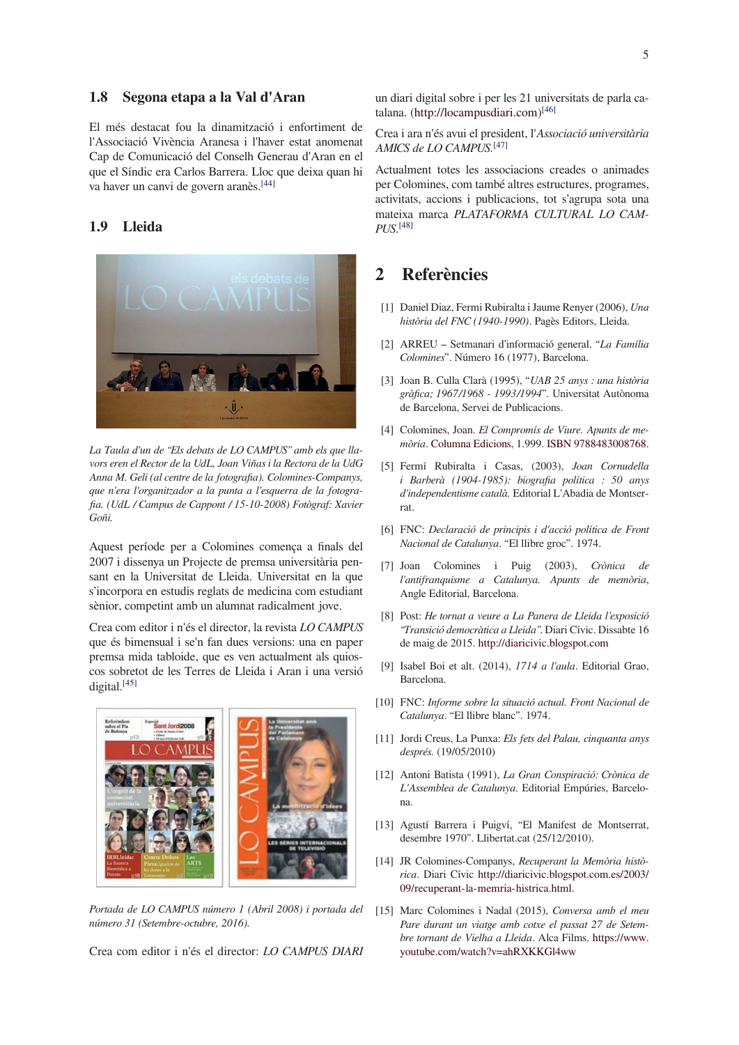### 1.8 Segona etapa a la Val d'Aran

El més destacat fou la dinamització i enfortiment de l'Associació Vivència Aranesa i l'haver estat anomenat Cap de Comunicació del Conselh Generau d'Aran en el que el Síndic era Carlos Barrera. Lloc que deixa quan hi va haver un canvi de govern aranès.[44]

### 1.9 Lleida

*La Taula d'un de "Els debats de LO CAMPUS" amb els que llavors eren el Rector de la UdL, Joan Viñas i la Rectora de la UdG Anna M. Geli (al centre de la fotografia). Colomines-Companys, que n'era l'organitzador a la punta a l'esquerra de la fotografia. (UdL / Campus de Cappont / 15-10-2008) Fotògraf: Xavier Goñi.*

Aquest període per a Colomines comença a finals del 2007 i dissenya un Projecte de premsa universitària pensant en la Universitat de Lleida. Universitat en la que s'incorpora en estudis reglats de medicina com estudiant sènior, competint amb un alumnat radicalment jove.

Crea com editor i n'és el director, la revista *LO CAMPUS* que és bimensual i se'n fan dues versions: una en paper premsa mida tabloide, que es ven actualment als quioscos sobretot de les Terres de Lleida i Aran i una versió digital.[45]

*Portada de LO CAMPUS número 1 (Abril 2008) i portada del número 31 (Setembre-octubre, 2016).*

Crea com editor i n'és el director: *LO CAMPUS DIARI* un diari digital sobre i per les 21 universitats de parla catalana. (http://locampusdiari.com)[46]

Crea i ara n'és avui el president, l'*Associació universitària AMICS de LO CAMPUS.*[47]

Actualment totes les associacions creades o animades per Colomines, com també altres estructures, programes, activitats, accions i publicacions, tot s'agrupa sota una mateixa marca *PLATAFORMA CULTURAL LO CAMPUS.*[48]

## 2 Referències

[1] Daniel Diaz, Fermi Rubiralta i Jaume Renyer (2006), *Una història del FNC (1940-1990)*. Pagès Editors, Lleida.

[2] ARREU – Setmanari d'informació general. "*La Família Colomines*". Número 16 (1977), Barcelona.

[3] Joan B. Culla Clarà (1995), "*UAB 25 anys : una història gràfica; 1967/1968 - 1993/1994*". Universitat Autònoma de Barcelona, Servei de Publicacions.

[4] Colomines, Joan. *El Compromís de Viure. Apunts de memòria*. Columna Edicions, 1.999. ISBN 9788483008768.

[5] Fermí Rubiralta i Casas, (2003), *Joan Cornudella i Barberà (1904-1985): biografia política : 50 anys d'independentisme català.* Editorial L'Abadia de Montserrat.

[6] FNC: *Declaració de principis i d'acció política de Front Nacional de Catalunya*. "El llibre groc". 1974.

[7] Joan Colomines i Puig (2003), *Crònica de l'antifranquisme a Catalunya. Apunts de memòria*, Angle Editorial, Barcelona.

[8] Post: *He tornat a veure a La Panera de Lleida l'exposició "Transició democràtica a Lleida".* Diari Cívic. Dissabte 16 de maig de 2015. http://diaricivic.blogspot.com

[9] Isabel Boi et alt. (2014), *1714 a l'aula*. Editorial Grao, Barcelona.

[10] FNC: *Informe sobre la situació actual. Front Nacional de Catalunya*. "El llibre blanc". 1974.

[11] Jordi Creus, La Punxa: *Els fets del Palau, cinquanta anys després.* (19/05/2010)

[12] Antoni Batista (1991), *La Gran Conspiració: Crònica de L'Assemblea de Catalunya*. Editorial Empúries, Barcelona.

[13] Agustí Barrera i Puigví, "El Manifest de Montserrat, desembre 1970". Llibertat.cat (25/12/2010).

[14] JR Colomines-Companys, *Recuperant la Memòria històrica*. Diari Cívic http://diaricivic.blogspot.com.es/2003/09/recuperant-la-memria-historica.html.

[15] Marc Colomines i Nadal (2015), *Conversa amb el meu Pare durant un viatge amb cotxe el passat 27 de Setembre tornant de Vielha a Lleida*. Alca Films. https://www.youtube.com/watch?v=ahRXKKGl4ww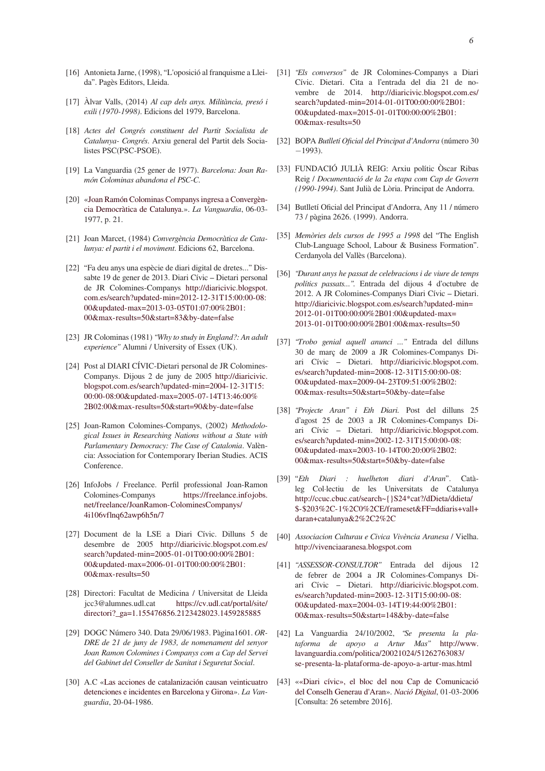[16] Antonieta Jarne, (1998), "L'oposició al franquisme a Lleida". Pagès Editors, Lleida.

[17] Àlvar Valls, (2014) *Al cap dels anys. Militància, presó i exili (1970-1998)*. Edicions del 1979, Barcelona.

[18] *Actes del Congrés constituent del Partit Socialista de Catalunya- Congrés*. Arxiu general del Partit dels Socialistes PSC(PSC-PSOE).

[19] La Vanguardia (25 gener de 1977). *Barcelona: Joan Ramón Colominas abandona el PSC-C*.

[20] «Joan Ramón Colominas Companys ingresa a Convergència Democràtica de Catalunya.». *La Vanguardia*, 06-03-1977, p. 21.

[21] Joan Marcet, (1984) *Convergència Democràtica de Catalunya: el partit i el moviment*. Edicions 62, Barcelona.

[22] "Fa deu anys una espècie de diari digital de dretes..." Dissabte 19 de gener de 2013. Diari Cívic – Dietari personal de JR Colomines-Companys http://diaricivic.blogspot.com.es/search?updated-min=2012-12-31T15:00:00-08:00&updated-max=2013-03-05T01:07:00%2B01:00&max-results=50&start=83&by-date=false

[23] JR Colominas (1981) *"Why to study in England?: An adult experience"* Alumni / University of Essex (UK).

[24] Post al DIARI CÍVIC-Dietari personal de JR Colomines-Companys. Dijous 2 de juny de 2005 http://diaricivic.blogspot.com.es/search?updated-min=2004-12-31T15:00:00-08:00&updated-max=2005-07-14T13:46:00%2B02:00&max-results=50&start=90&by-date=false

[25] Joan-Ramon Colomines-Companys, (2002) *Methodological Issues in Researching Nations without a State with Parlamentary Democracy: The Case of Catalonia*. València: Association for Contemporary Iberian Studies. ACIS Conference.

[26] InfoJobs / Freelance. Perfil professional Joan-Ramon Colomines-Companys https://freelance.infojobs.net/freelance/JoanRamon-ColominesCompanys/4i106vflnq62awp6h5n/7

[27] Document de la LSE a Diari Cívic. Dilluns 5 de desembre de 2005 http://diaricivic.blogspot.com.es/search?updated-min=2005-01-01T00:00:00%2B01:00&updated-max=2006-01-01T00:00:00%2B01:00&max-results=50

[28] Directori: Facultat de Medicina / Universitat de Lleida jcc3@alumnes.udl.cat https://cv.udl.cat/portal/site/directori?_ga=1.155476856.2123428023.1459285885

[29] DOGC Número 340. Data 29/06/1983. Pàgina1601. *ORDRE de 21 de juny de 1983, de nomenament del senyor Joan Ramon Colomines i Companys com a Cap del Servei del Gabinet del Conseller de Sanitat i Seguretat Social*.

[30] A.C «Las acciones de catalanización causan veinticuatro detenciones e incidentes en Barcelona y Girona». *La Vanguardia*, 20-04-1986.

[31] *"Els conversos"* de JR Colomines-Companys a Diari Cívic. Dietari. Cita a l'entrada del dia 21 de novembre de 2014. http://diaricivic.blogspot.com.es/search?updated-min=2014-01-01T00:00:00%2B01:00&updated-max=2015-01-01T00:00:00%2B01:00&max-results=50

[32] BOPA *Butlletí Oficial del Principat d'Andorra* (número 30 −1993).

[33] FUNDACIÓ JULIÀ REIG: Arxiu polític Òscar Ribas Reig / *Documentació de la 2a etapa com Cap de Govern (1990-1994)*. Sant Julià de Lòria. Principat de Andorra.

[34] Butlletí Oficial del Principat d'Andorra, Any 11 / número 73 / pàgina 2626. (1999). Andorra.

[35] *Memòries dels cursos de 1995 a 1998* del "The English Club-Language School, Labour & Business Formation". Cerdanyola del Vallès (Barcelona).

[36] *"Durant anys he passat de celebracions i de viure de temps polítics passats..."*. Entrada del dijous 4 d'octubre de 2012. A JR Colomines-Companys Diari Cívic – Dietari. http://diaricivic.blogspot.com.es/search?updated-min=2012-01-01T00:00:00%2B01:00&updated-max=2013-01-01T00:00:00%2B01:00&max-results=50

[37] *"Trobo genial aquell anunci ..."* Entrada del dilluns 30 de març de 2009 a JR Colomines-Companys Diari Cívic – Dietari. http://diaricivic.blogspot.com.es/search?updated-min=2008-12-31T15:00:00-08:00&updated-max=2009-04-23T09:51:00%2B02:00&max-results=50&start=50&by-date=false

[38] *"Projecte Aran" i Eth Diari.* Post del dilluns 25 d'agost 25 de 2003 a JR Colomines-Companys Diari Cívic – Dietari. http://diaricivic.blogspot.com.es/search?updated-min=2002-12-31T15:00:00-08:00&updated-max=2003-10-14T00:20:00%2B02:00&max-results=50&start=50&by-date=false

[39] "*Eth Diari : huelheton diari d'Aran*". Catàleg Col·lectiu de les Universitats de Catalunya http://ccuc.cbuc.cat/search~{}S24*cat?/dDieta/ddieta/$-$203%2C-1%2C0%2CE/frameset&FF=ddiaris+vall+daran+catalunya&2%2C2%2C

[40] *Associacion Culturau e Civica Vivència Aranesa* / Vielha. http://vivenciaaranesa.blogspot.com

[41] *"ASSESSOR-CONSULTOR"* Entrada del dijous 12 de febrer de 2004 a JR Colomines-Companys Diari Cívic – Dietari. http://diaricivic.blogspot.com.es/search?updated-min=2003-12-31T15:00:00-08:00&updated-max=2004-03-14T19:44:00%2B01:00&max-results=50&start=148&by-date=false

[42] La Vanguardia 24/10/2002, *"Se presenta la plataforma de apoyo a Artur Mas"* http://www.lavanguardia.com/politica/20021024/51262763083/se-presenta-la-plataforma-de-apoyo-a-artur-mas.html

[43] ««Diari cívic», el bloc del nou Cap de Comunicació del Conselh Generau d'Aran». *Nació Digital*, 01-03-2006 [Consulta: 26 setembre 2016].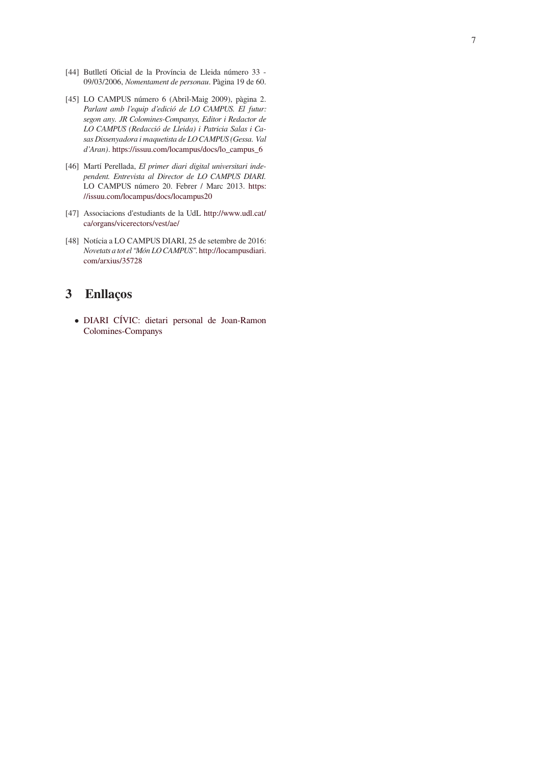[44] Butlletí Oficial de la Província de Lleida número 33 - 09/03/2006, *Nomentament de personau*. Pàgina 19 de 60.

[45] LO CAMPUS número 6 (Abril-Maig 2009), pàgina 2. *Parlant amb l'equip d'edició de LO CAMPUS. El futur: segon any. JR Colomines-Companys, Editor i Redactor de LO CAMPUS (Redacció de Lleida) i Patricia Salas i Casas Dissenyadora i maquetista de LO CAMPUS (Gessa. Val d'Aran)*. https://issuu.com/locampus/docs/lo_campus_6

[46] Martí Perellada, *El primer diari digital universitari independent. Entrevista al Director de LO CAMPUS DIARI*. LO CAMPUS número 20. Febrer / Marc 2013. https://issuu.com/locampus/docs/locampus20

[47] Associacions d'estudiants de la UdL http://www.udl.cat/ca/organs/vicerectors/vest/ae/

[48] Notícia a LO CAMPUS DIARI, 25 de setembre de 2016: *Novetats a tot el "Món LO CAMPUS"*. http://locampusdiari.com/arxius/35728

# 3 Enllaços

- DIARI CÍVIC: dietari personal de Joan-Ramon Colomines-Companys